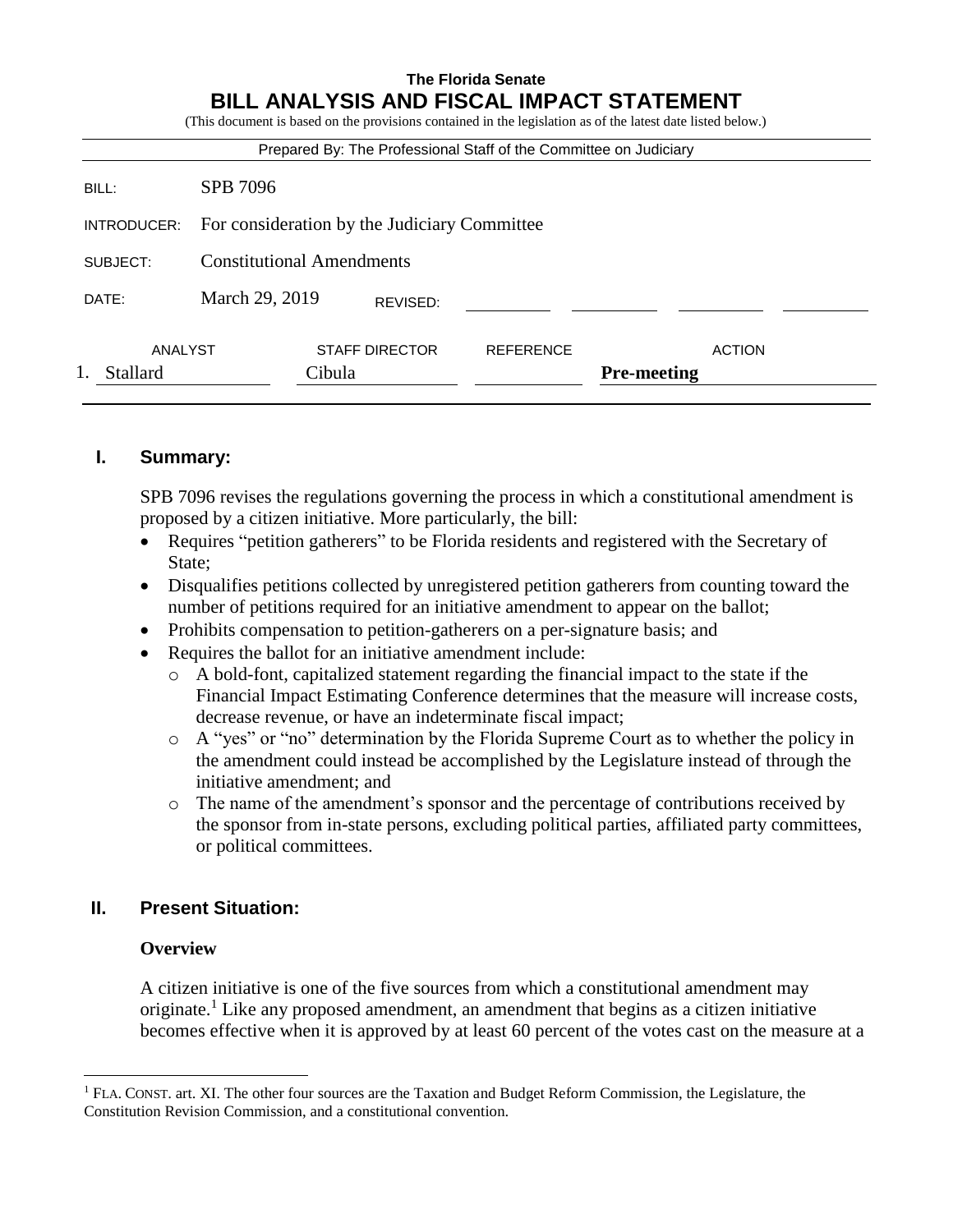**The Florida Senate**

# BILL ANALYSIS AND FISCAL IMPACT STATEMENT

(This document is based on the provisions contained in the legislation as of the latest date listed below.)

Prepared By: The Professional Staff of the Committee on Judiciary

| | |
|---|---|
| BILL: | SPB 7096 |
| INTRODUCER: | For consideration by the Judiciary Committee |
| SUBJECT: | Constitutional Amendments |
| DATE: | March 29, 2019 REVISED: |

| | ANALYST | STAFF DIRECTOR | REFERENCE | ACTION |
|---|---|---|---|---|
| 1. | Stallard | Cibula | | **Pre-meeting** |

## I. Summary:

SPB 7096 revises the regulations governing the process in which a constitutional amendment is proposed by a citizen initiative. More particularly, the bill:

- Requires "petition gatherers" to be Florida residents and registered with the Secretary of State;
- Disqualifies petitions collected by unregistered petition gatherers from counting toward the number of petitions required for an initiative amendment to appear on the ballot;
- Prohibits compensation to petition-gatherers on a per-signature basis; and
- Requires the ballot for an initiative amendment include:
  - A bold-font, capitalized statement regarding the financial impact to the state if the Financial Impact Estimating Conference determines that the measure will increase costs, decrease revenue, or have an indeterminate fiscal impact;
  - A "yes" or "no" determination by the Florida Supreme Court as to whether the policy in the amendment could instead be accomplished by the Legislature instead of through the initiative amendment; and
  - The name of the amendment's sponsor and the percentage of contributions received by the sponsor from in-state persons, excluding political parties, affiliated party committees, or political committees.

## II. Present Situation:

### Overview

A citizen initiative is one of the five sources from which a constitutional amendment may originate.[1] Like any proposed amendment, an amendment that begins as a citizen initiative becomes effective when it is approved by at least 60 percent of the votes cast on the measure at a

---

[1] FLA. CONST. art. XI. The other four sources are the Taxation and Budget Reform Commission, the Legislature, the Constitution Revision Commission, and a constitutional convention.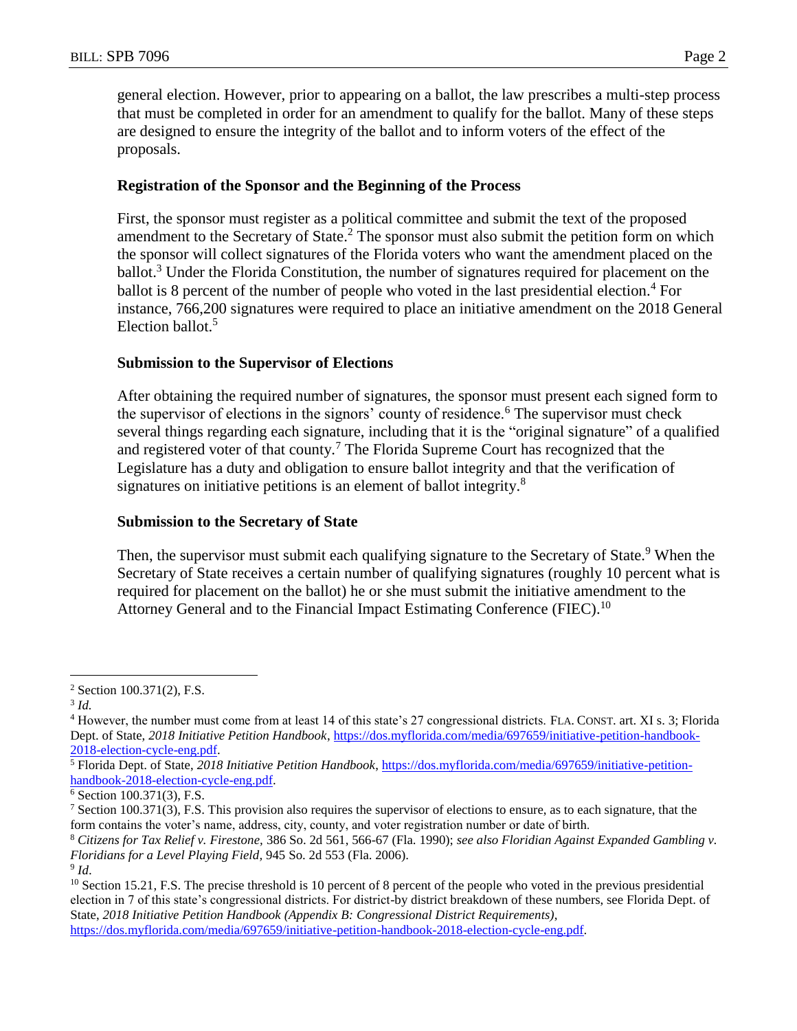general election. However, prior to appearing on a ballot, the law prescribes a multi-step process that must be completed in order for an amendment to qualify for the ballot. Many of these steps are designed to ensure the integrity of the ballot and to inform voters of the effect of the proposals.

**Registration of the Sponsor and the Beginning of the Process**

First, the sponsor must register as a political committee and submit the text of the proposed amendment to the Secretary of State.[2] The sponsor must also submit the petition form on which the sponsor will collect signatures of the Florida voters who want the amendment placed on the ballot.[3] Under the Florida Constitution, the number of signatures required for placement on the ballot is 8 percent of the number of people who voted in the last presidential election.[4] For instance, 766,200 signatures were required to place an initiative amendment on the 2018 General Election ballot.[5]

**Submission to the Supervisor of Elections**

After obtaining the required number of signatures, the sponsor must present each signed form to the supervisor of elections in the signors' county of residence.[6] The supervisor must check several things regarding each signature, including that it is the "original signature" of a qualified and registered voter of that county.[7] The Florida Supreme Court has recognized that the Legislature has a duty and obligation to ensure ballot integrity and that the verification of signatures on initiative petitions is an element of ballot integrity.[8]

**Submission to the Secretary of State**

Then, the supervisor must submit each qualifying signature to the Secretary of State.[9] When the Secretary of State receives a certain number of qualifying signatures (roughly 10 percent what is required for placement on the ballot) he or she must submit the initiative amendment to the Attorney General and to the Financial Impact Estimating Conference (FIEC).[10]

---

[2] Section 100.371(2), F.S.

[3] *Id.*

[4] However, the number must come from at least 14 of this state's 27 congressional districts. FLA. CONST. art. XI s. 3; Florida Dept. of State, *2018 Initiative Petition Handbook*, https://dos.myflorida.com/media/697659/initiative-petition-handbook-2018-election-cycle-eng.pdf.

[5] Florida Dept. of State, *2018 Initiative Petition Handbook*, https://dos.myflorida.com/media/697659/initiative-petition-handbook-2018-election-cycle-eng.pdf.

[6] Section 100.371(3), F.S.

[7] Section 100.371(3), F.S. This provision also requires the supervisor of elections to ensure, as to each signature, that the form contains the voter's name, address, city, county, and voter registration number or date of birth.

[8] *Citizens for Tax Relief v. Firestone*, 386 So. 2d 561, 566-67 (Fla. 1990); *see also Floridian Against Expanded Gambling v. Floridians for a Level Playing Field*, 945 So. 2d 553 (Fla. 2006).

[9] *Id*.

[10] Section 15.21, F.S. The precise threshold is 10 percent of 8 percent of the people who voted in the previous presidential election in 7 of this state's congressional districts. For district-by district breakdown of these numbers, see Florida Dept. of State, *2018 Initiative Petition Handbook (Appendix B: Congressional District Requirements)*, https://dos.myflorida.com/media/697659/initiative-petition-handbook-2018-election-cycle-eng.pdf.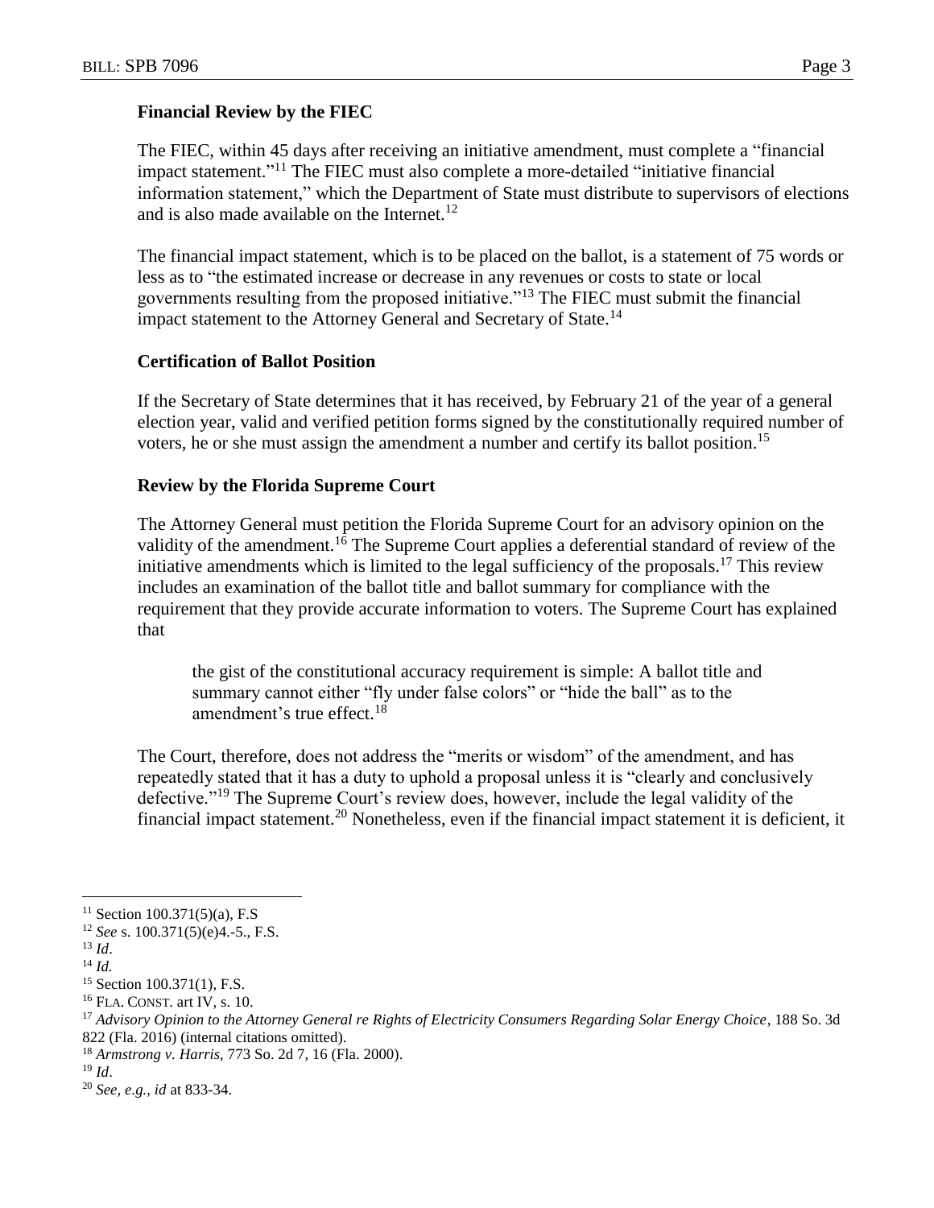### Financial Review by the FIEC

The FIEC, within 45 days after receiving an initiative amendment, must complete a "financial impact statement."[11] The FIEC must also complete a more-detailed "initiative financial information statement," which the Department of State must distribute to supervisors of elections and is also made available on the Internet.[12]

The financial impact statement, which is to be placed on the ballot, is a statement of 75 words or less as to "the estimated increase or decrease in any revenues or costs to state or local governments resulting from the proposed initiative."[13] The FIEC must submit the financial impact statement to the Attorney General and Secretary of State.[14]

### Certification of Ballot Position

If the Secretary of State determines that it has received, by February 21 of the year of a general election year, valid and verified petition forms signed by the constitutionally required number of voters, he or she must assign the amendment a number and certify its ballot position.[15]

### Review by the Florida Supreme Court

The Attorney General must petition the Florida Supreme Court for an advisory opinion on the validity of the amendment.[16] The Supreme Court applies a deferential standard of review of the initiative amendments which is limited to the legal sufficiency of the proposals.[17] This review includes an examination of the ballot title and ballot summary for compliance with the requirement that they provide accurate information to voters. The Supreme Court has explained that

> the gist of the constitutional accuracy requirement is simple: A ballot title and summary cannot either "fly under false colors" or "hide the ball" as to the amendment's true effect.[18]

The Court, therefore, does not address the "merits or wisdom" of the amendment, and has repeatedly stated that it has a duty to uphold a proposal unless it is "clearly and conclusively defective."[19] The Supreme Court's review does, however, include the legal validity of the financial impact statement.[20] Nonetheless, even if the financial impact statement it is deficient, it

---

[11] Section 100.371(5)(a), F.S

[12] *See* s. 100.371(5)(e)4.-5., F.S.

[13] *Id*.

[14] *Id.*

[15] Section 100.371(1), F.S.

[16] FLA. CONST. art IV, s. 10.

[17] *Advisory Opinion to the Attorney General re Rights of Electricity Consumers Regarding Solar Energy Choice*, 188 So. 3d 822 (Fla. 2016) (internal citations omitted).

[18] *Armstrong v. Harris*, 773 So. 2d 7, 16 (Fla. 2000).

[19] *Id*.

[20] *See, e.g., id* at 833-34.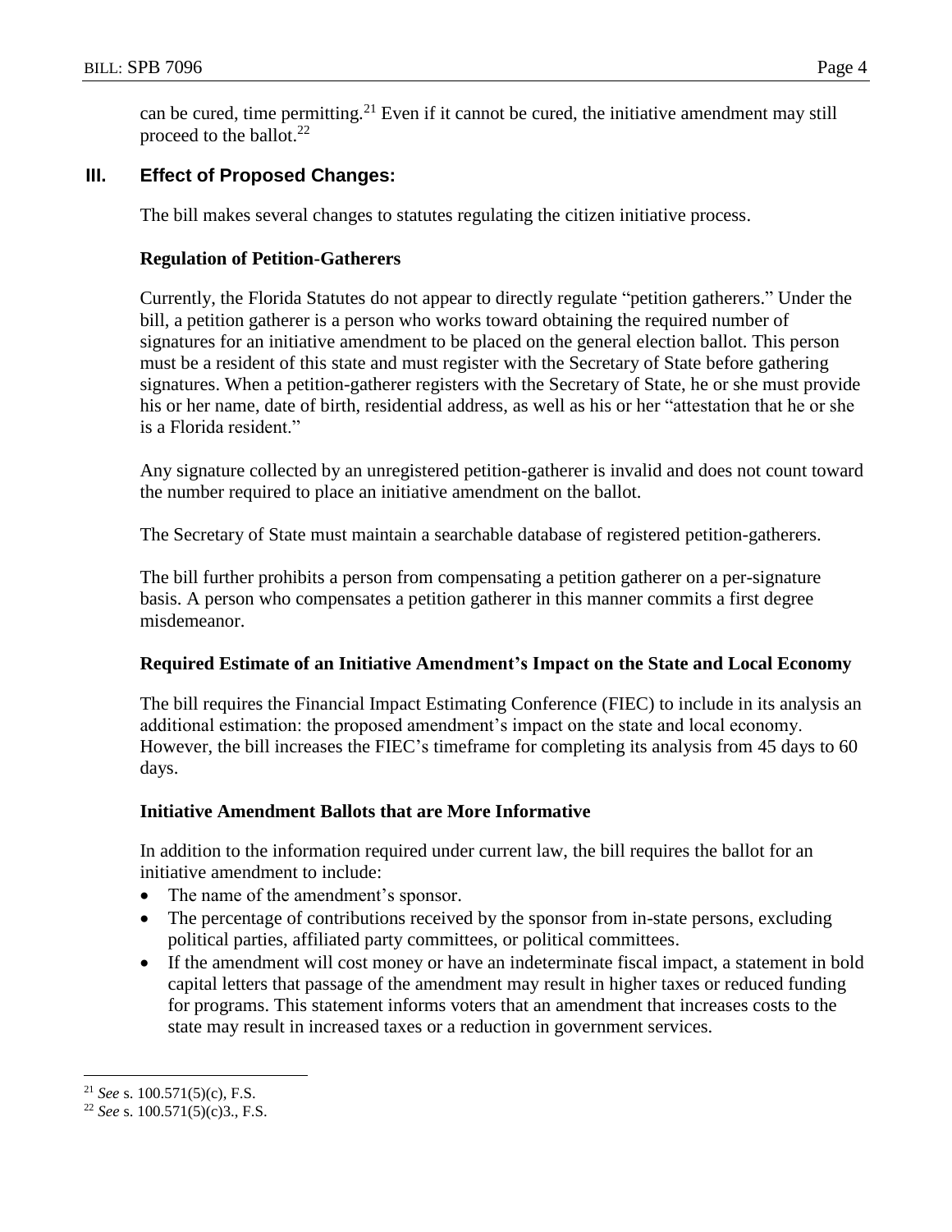can be cured, time permitting.[21] Even if it cannot be cured, the initiative amendment may still proceed to the ballot.[22]

## III. Effect of Proposed Changes:

The bill makes several changes to statutes regulating the citizen initiative process.

### Regulation of Petition-Gatherers

Currently, the Florida Statutes do not appear to directly regulate "petition gatherers." Under the bill, a petition gatherer is a person who works toward obtaining the required number of signatures for an initiative amendment to be placed on the general election ballot. This person must be a resident of this state and must register with the Secretary of State before gathering signatures. When a petition-gatherer registers with the Secretary of State, he or she must provide his or her name, date of birth, residential address, as well as his or her "attestation that he or she is a Florida resident."

Any signature collected by an unregistered petition-gatherer is invalid and does not count toward the number required to place an initiative amendment on the ballot.

The Secretary of State must maintain a searchable database of registered petition-gatherers.

The bill further prohibits a person from compensating a petition gatherer on a per-signature basis. A person who compensates a petition gatherer in this manner commits a first degree misdemeanor.

### Required Estimate of an Initiative Amendment's Impact on the State and Local Economy

The bill requires the Financial Impact Estimating Conference (FIEC) to include in its analysis an additional estimation: the proposed amendment's impact on the state and local economy. However, the bill increases the FIEC's timeframe for completing its analysis from 45 days to 60 days.

### Initiative Amendment Ballots that are More Informative

In addition to the information required under current law, the bill requires the ballot for an initiative amendment to include:

- The name of the amendment's sponsor.
- The percentage of contributions received by the sponsor from in-state persons, excluding political parties, affiliated party committees, or political committees.
- If the amendment will cost money or have an indeterminate fiscal impact, a statement in bold capital letters that passage of the amendment may result in higher taxes or reduced funding for programs. This statement informs voters that an amendment that increases costs to the state may result in increased taxes or a reduction in government services.

[21] *See* s. 100.571(5)(c), F.S.

[22] *See* s. 100.571(5)(c)3., F.S.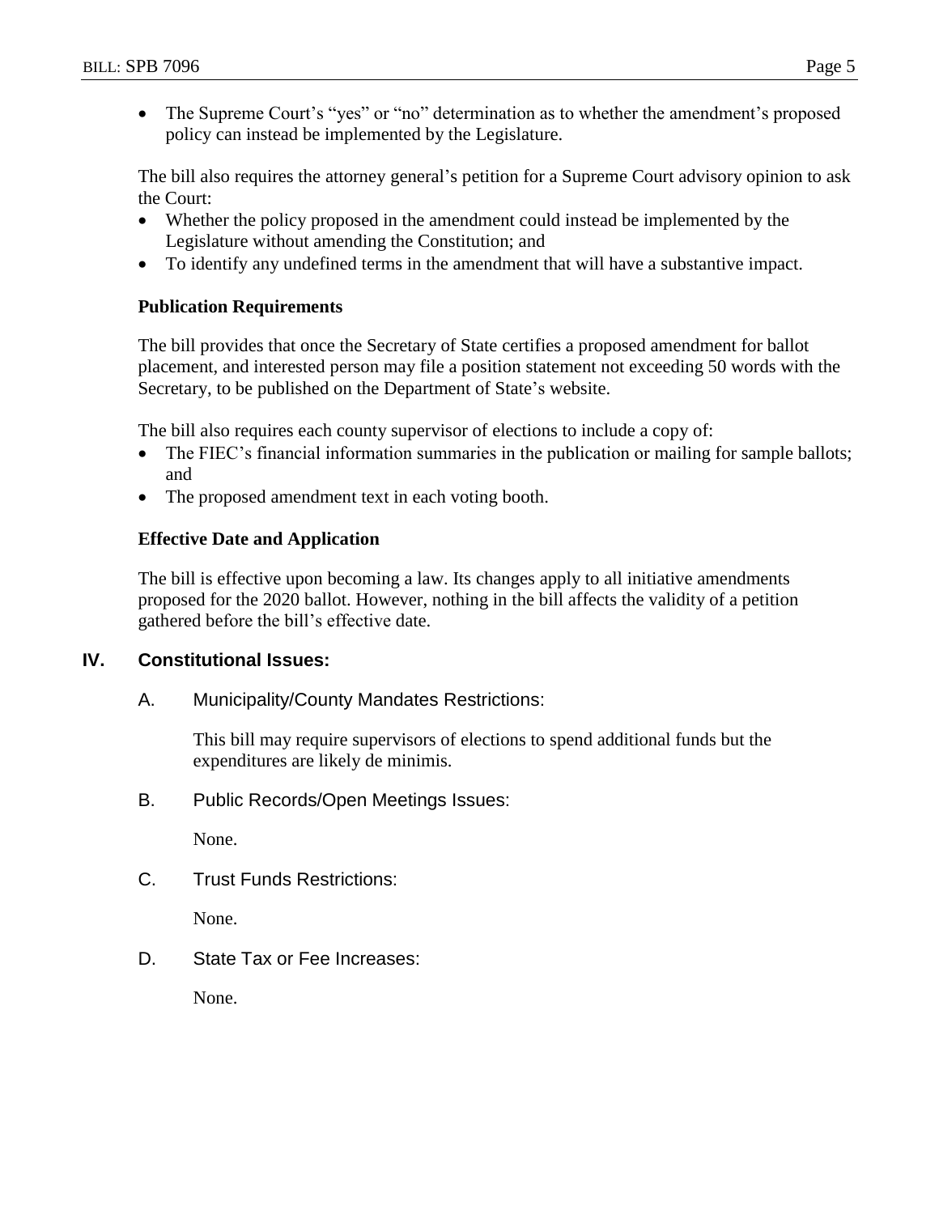- The Supreme Court's "yes" or "no" determination as to whether the amendment's proposed policy can instead be implemented by the Legislature.

The bill also requires the attorney general's petition for a Supreme Court advisory opinion to ask the Court:

- Whether the policy proposed in the amendment could instead be implemented by the Legislature without amending the Constitution; and
- To identify any undefined terms in the amendment that will have a substantive impact.

**Publication Requirements**

The bill provides that once the Secretary of State certifies a proposed amendment for ballot placement, and interested person may file a position statement not exceeding 50 words with the Secretary, to be published on the Department of State's website.

The bill also requires each county supervisor of elections to include a copy of:

- The FIEC's financial information summaries in the publication or mailing for sample ballots; and
- The proposed amendment text in each voting booth.

**Effective Date and Application**

The bill is effective upon becoming a law. Its changes apply to all initiative amendments proposed for the 2020 ballot. However, nothing in the bill affects the validity of a petition gathered before the bill's effective date.

## IV. Constitutional Issues:

### A. Municipality/County Mandates Restrictions:

This bill may require supervisors of elections to spend additional funds but the expenditures are likely de minimis.

### B. Public Records/Open Meetings Issues:

None.

### C. Trust Funds Restrictions:

None.

### D. State Tax or Fee Increases:

None.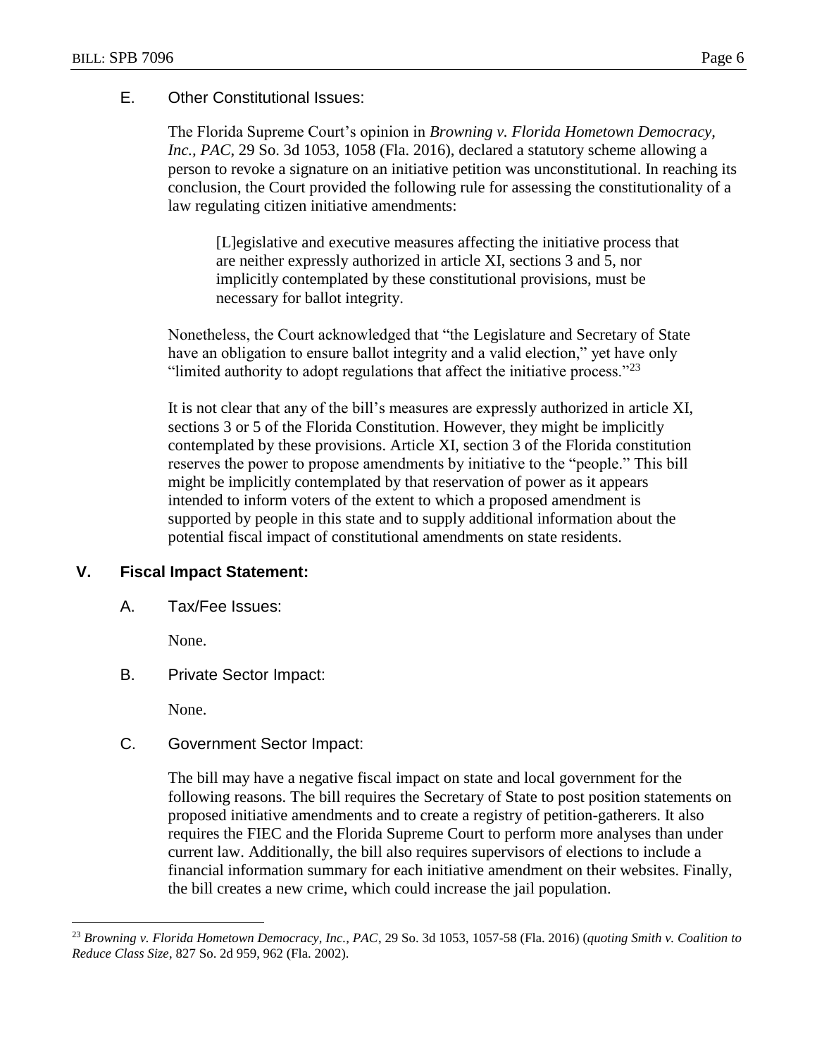E. Other Constitutional Issues:

The Florida Supreme Court's opinion in *Browning v. Florida Hometown Democracy, Inc., PAC*, 29 So. 3d 1053, 1058 (Fla. 2016), declared a statutory scheme allowing a person to revoke a signature on an initiative petition was unconstitutional. In reaching its conclusion, the Court provided the following rule for assessing the constitutionality of a law regulating citizen initiative amendments:

> [L]egislative and executive measures affecting the initiative process that are neither expressly authorized in article XI, sections 3 and 5, nor implicitly contemplated by these constitutional provisions, must be necessary for ballot integrity.

Nonetheless, the Court acknowledged that "the Legislature and Secretary of State have an obligation to ensure ballot integrity and a valid election," yet have only "limited authority to adopt regulations that affect the initiative process."[23]

It is not clear that any of the bill's measures are expressly authorized in article XI, sections 3 or 5 of the Florida Constitution. However, they might be implicitly contemplated by these provisions. Article XI, section 3 of the Florida constitution reserves the power to propose amendments by initiative to the "people." This bill might be implicitly contemplated by that reservation of power as it appears intended to inform voters of the extent to which a proposed amendment is supported by people in this state and to supply additional information about the potential fiscal impact of constitutional amendments on state residents.

## V. Fiscal Impact Statement:

A. Tax/Fee Issues:

None.

B. Private Sector Impact:

None.

C. Government Sector Impact:

The bill may have a negative fiscal impact on state and local government for the following reasons. The bill requires the Secretary of State to post position statements on proposed initiative amendments and to create a registry of petition-gatherers. It also requires the FIEC and the Florida Supreme Court to perform more analyses than under current law. Additionally, the bill also requires supervisors of elections to include a financial information summary for each initiative amendment on their websites. Finally, the bill creates a new crime, which could increase the jail population.

---

[23] *Browning v. Florida Hometown Democracy, Inc., PAC*, 29 So. 3d 1053, 1057-58 (Fla. 2016) (*quoting Smith v. Coalition to Reduce Class Size*, 827 So. 2d 959, 962 (Fla. 2002).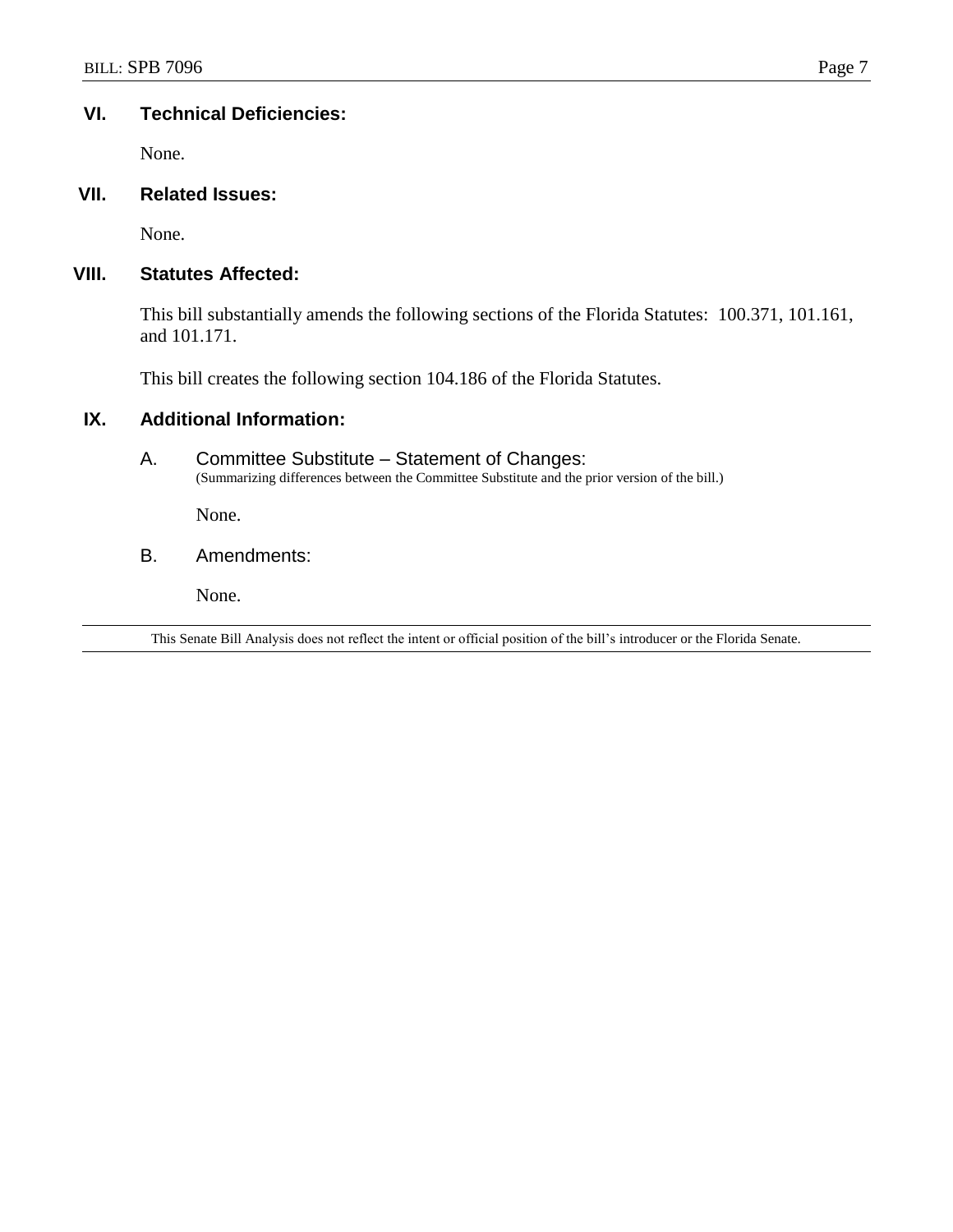## VI. Technical Deficiencies:

None.

## VII. Related Issues:

None.

## VIII. Statutes Affected:

This bill substantially amends the following sections of the Florida Statutes: 100.371, 101.161, and 101.171.

This bill creates the following section 104.186 of the Florida Statutes.

## IX. Additional Information:

### A. Committee Substitute – Statement of Changes:

(Summarizing differences between the Committee Substitute and the prior version of the bill.)

None.

### B. Amendments:

None.

---

This Senate Bill Analysis does not reflect the intent or official position of the bill's introducer or the Florida Senate.

---